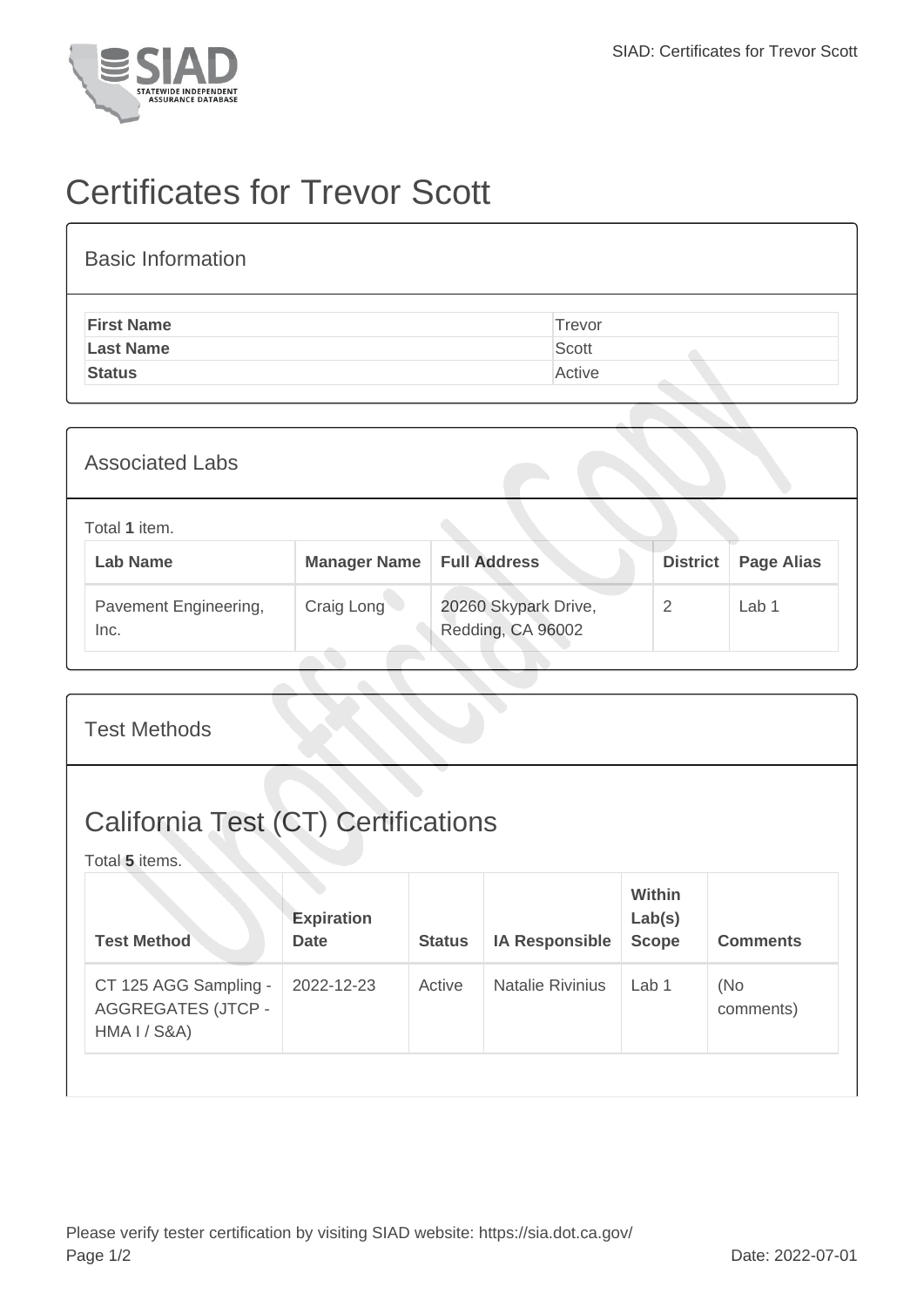# Certificates for Trevor Scott

## Basic Information

| | |
|---|---|
| **First Name** | Trevor |
| **Last Name** | Scott |
| **Status** | Active |

## Associated Labs

Total **1** item.

| Lab Name | Manager Name | Full Address | District | Page Alias |
|---|---|---|---|---|
| Pavement Engineering, Inc. | Craig Long | 20260 Skypark Drive, Redding, CA 96002 | 2 | Lab 1 |

## Test Methods

## California Test (CT) Certifications

Total **5** items.

| Test Method | Expiration Date | Status | IA Responsible | Within Lab(s) Scope | Comments |
|---|---|---|---|---|---|
| CT 125 AGG Sampling - AGGREGATES (JTCP - HMA I / S&A) | 2022-12-23 | Active | Natalie Rivinius | Lab 1 | (No comments) |

Please verify tester certification by visiting SIAD website: https://sia.dot.ca.gov/

Date: 2022-07-01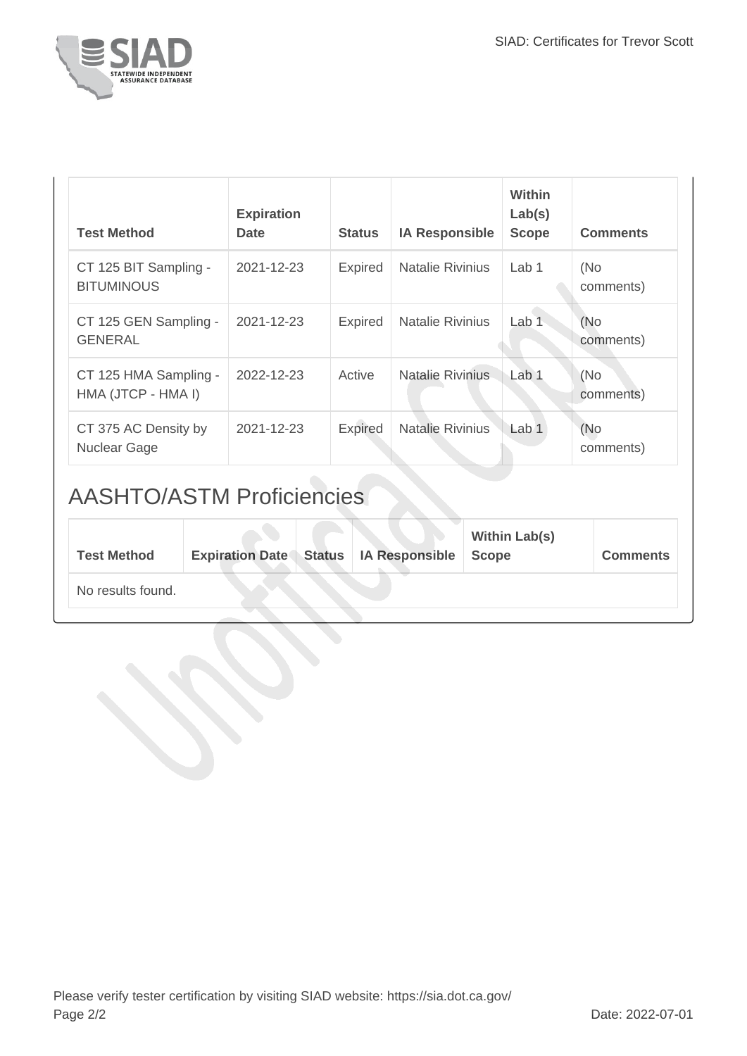| Test Method | Expiration Date | Status | IA Responsible | Within Lab(s) Scope | Comments |
|---|---|---|---|---|---|
| CT 125 BIT Sampling - BITUMINOUS | 2021-12-23 | Expired | Natalie Rivinius | Lab 1 | (No comments) |
| CT 125 GEN Sampling - GENERAL | 2021-12-23 | Expired | Natalie Rivinius | Lab 1 | (No comments) |
| CT 125 HMA Sampling - HMA (JTCP - HMA I) | 2022-12-23 | Active | Natalie Rivinius | Lab 1 | (No comments) |
| CT 375 AC Density by Nuclear Gage | 2021-12-23 | Expired | Natalie Rivinius | Lab 1 | (No comments) |

## AASHTO/ASTM Proficiencies

| Test Method | Expiration Date | Status | IA Responsible | Within Lab(s) Scope | Comments |
|---|---|---|---|---|---|
| No results found. | | | | | |

Please verify tester certification by visiting SIAD website: https://sia.dot.ca.gov/

Date: 2022-07-01